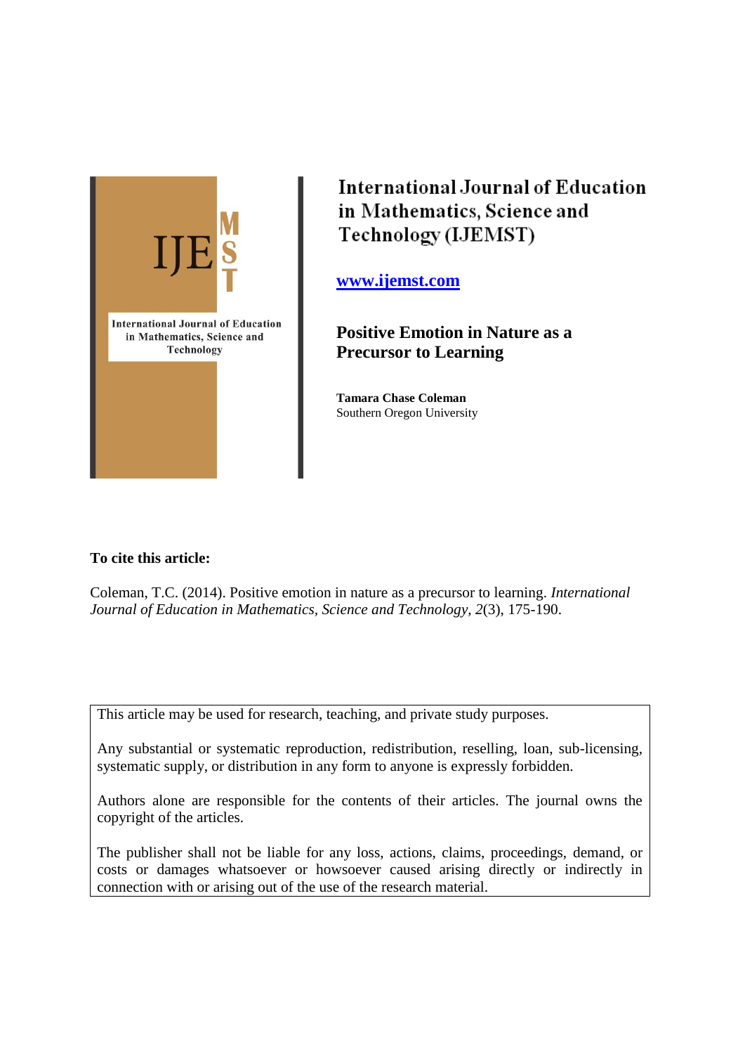International Journal of Education in Mathematics, Science and Technology

International Journal of Education in Mathematics, Science and Technology (IJEMST)

www.ijemst.com

# Positive Emotion in Nature as a Precursor to Learning

**Tamara Chase Coleman**
Southern Oregon University

**To cite this article:**

Coleman, T.C. (2014). Positive emotion in nature as a precursor to learning. *International Journal of Education in Mathematics, Science and Technology, 2*(3), 175-190.

This article may be used for research, teaching, and private study purposes.

Any substantial or systematic reproduction, redistribution, reselling, loan, sub-licensing, systematic supply, or distribution in any form to anyone is expressly forbidden.

Authors alone are responsible for the contents of their articles. The journal owns the copyright of the articles.

The publisher shall not be liable for any loss, actions, claims, proceedings, demand, or costs or damages whatsoever or howsoever caused arising directly or indirectly in connection with or arising out of the use of the research material.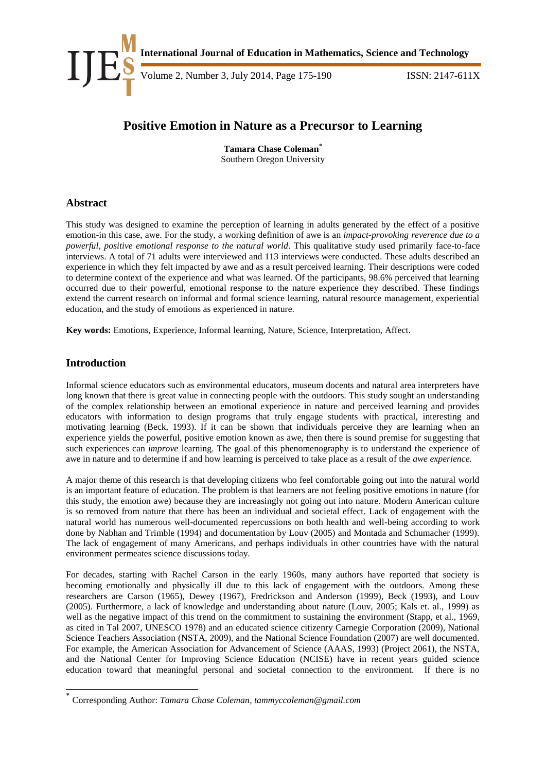# Positive Emotion in Nature as a Precursor to Learning

**Tamara Chase Coleman***
Southern Oregon University

## Abstract

This study was designed to examine the perception of learning in adults generated by the effect of a positive emotion-in this case, awe. For the study, a working definition of awe is an *impact-provoking reverence due to a powerful, positive emotional response to the natural world*. This qualitative study used primarily face-to-face interviews. A total of 71 adults were interviewed and 113 interviews were conducted. These adults described an experience in which they felt impacted by awe and as a result perceived learning. Their descriptions were coded to determine context of the experience and what was learned. Of the participants, 98.6% perceived that learning occurred due to their powerful, emotional response to the nature experience they described. These findings extend the current research on informal and formal science learning, natural resource management, experiential education, and the study of emotions as experienced in nature.

**Key words:** Emotions, Experience, Informal learning, Nature, Science, Interpretation, Affect.

## Introduction

Informal science educators such as environmental educators, museum docents and natural area interpreters have long known that there is great value in connecting people with the outdoors. This study sought an understanding of the complex relationship between an emotional experience in nature and perceived learning and provides educators with information to design programs that truly engage students with practical, interesting and motivating learning (Beck, 1993). If it can be shown that individuals perceive they are learning when an experience yields the powerful, positive emotion known as awe, then there is sound premise for suggesting that such experiences can *improve* learning. The goal of this phenomenography is to understand the experience of awe in nature and to determine if and how learning is perceived to take place as a result of the *awe experience.*

A major theme of this research is that developing citizens who feel comfortable going out into the natural world is an important feature of education. The problem is that learners are not feeling positive emotions in nature (for this study, the emotion awe) because they are increasingly not going out into nature. Modern American culture is so removed from nature that there has been an individual and societal effect. Lack of engagement with the natural world has numerous well-documented repercussions on both health and well-being according to work done by Nabhan and Trimble (1994) and documentation by Louv (2005) and Montada and Schumacher (1999). The lack of engagement of many Americans, and perhaps individuals in other countries have with the natural environment permeates science discussions today.

For decades, starting with Rachel Carson in the early 1960s, many authors have reported that society is becoming emotionally and physically ill due to this lack of engagement with the outdoors. Among these researchers are Carson (1965), Dewey (1967), Fredrickson and Anderson (1999), Beck (1993), and Louv (2005). Furthermore, a lack of knowledge and understanding about nature (Louv, 2005; Kals et. al., 1999) as well as the negative impact of this trend on the commitment to sustaining the environment (Stapp, et al., 1969, as cited in Tal 2007, UNESCO 1978) and an educated science citizenry Carnegie Corporation (2009), National Science Teachers Association (NSTA, 2009), and the National Science Foundation (2007) are well documented. For example, the American Association for Advancement of Science (AAAS, 1993) (Project 2061), the NSTA, and the National Center for Improving Science Education (NCISE) have in recent years guided science education toward that meaningful personal and societal connection to the environment. If there is no

* Corresponding Author: *Tamara Chase Coleman, tammyccoleman@gmail.com*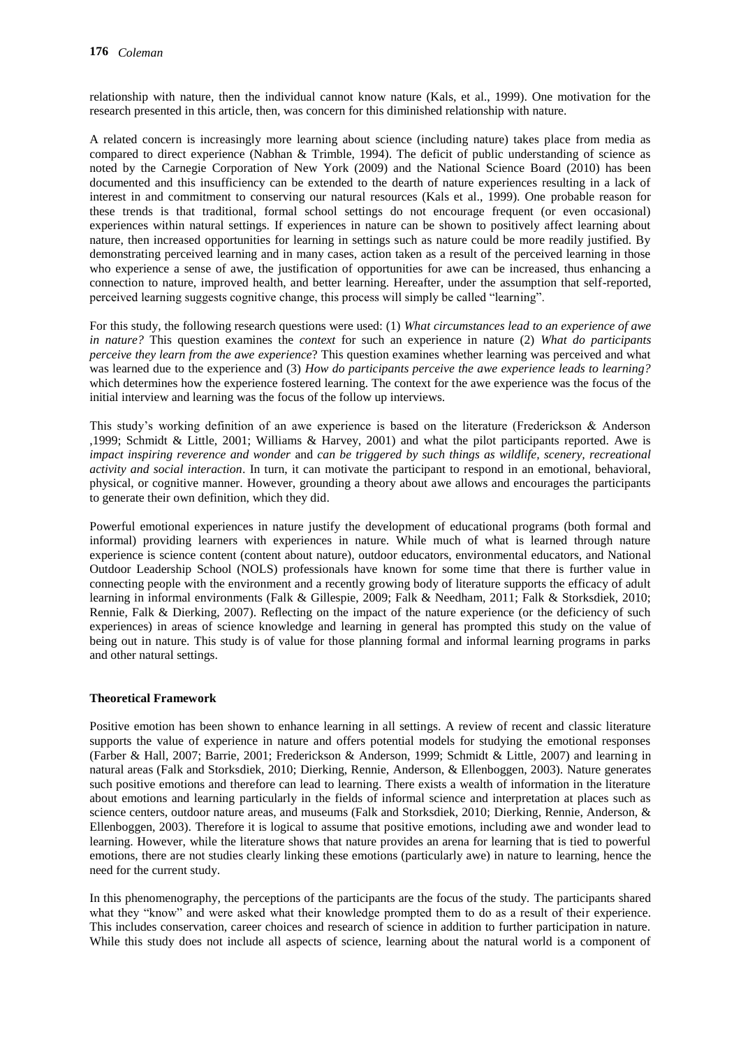relationship with nature, then the individual cannot know nature (Kals, et al., 1999). One motivation for the research presented in this article, then, was concern for this diminished relationship with nature.

A related concern is increasingly more learning about science (including nature) takes place from media as compared to direct experience (Nabhan & Trimble, 1994). The deficit of public understanding of science as noted by the Carnegie Corporation of New York (2009) and the National Science Board (2010) has been documented and this insufficiency can be extended to the dearth of nature experiences resulting in a lack of interest in and commitment to conserving our natural resources (Kals et al., 1999). One probable reason for these trends is that traditional, formal school settings do not encourage frequent (or even occasional) experiences within natural settings. If experiences in nature can be shown to positively affect learning about nature, then increased opportunities for learning in settings such as nature could be more readily justified. By demonstrating perceived learning and in many cases, action taken as a result of the perceived learning in those who experience a sense of awe, the justification of opportunities for awe can be increased, thus enhancing a connection to nature, improved health, and better learning. Hereafter, under the assumption that self-reported, perceived learning suggests cognitive change, this process will simply be called "learning".

For this study, the following research questions were used: (1) *What circumstances lead to an experience of awe in nature?* This question examines the *context* for such an experience in nature (2) *What do participants perceive they learn from the awe experience*? This question examines whether learning was perceived and what was learned due to the experience and (3) *How do participants perceive the awe experience leads to learning?* which determines how the experience fostered learning. The context for the awe experience was the focus of the initial interview and learning was the focus of the follow up interviews.

This study's working definition of an awe experience is based on the literature (Frederickson & Anderson ,1999; Schmidt & Little, 2001; Williams & Harvey, 2001) and what the pilot participants reported. Awe is *impact inspiring reverence and wonder* and *can be triggered by such things as wildlife, scenery, recreational activity and social interaction*. In turn, it can motivate the participant to respond in an emotional, behavioral, physical, or cognitive manner. However, grounding a theory about awe allows and encourages the participants to generate their own definition, which they did.

Powerful emotional experiences in nature justify the development of educational programs (both formal and informal) providing learners with experiences in nature. While much of what is learned through nature experience is science content (content about nature), outdoor educators, environmental educators, and National Outdoor Leadership School (NOLS) professionals have known for some time that there is further value in connecting people with the environment and a recently growing body of literature supports the efficacy of adult learning in informal environments (Falk & Gillespie, 2009; Falk & Needham, 2011; Falk & Storksdiek, 2010; Rennie, Falk & Dierking, 2007). Reflecting on the impact of the nature experience (or the deficiency of such experiences) in areas of science knowledge and learning in general has prompted this study on the value of being out in nature. This study is of value for those planning formal and informal learning programs in parks and other natural settings.

## Theoretical Framework

Positive emotion has been shown to enhance learning in all settings. A review of recent and classic literature supports the value of experience in nature and offers potential models for studying the emotional responses (Farber & Hall, 2007; Barrie, 2001; Frederickson & Anderson, 1999; Schmidt & Little, 2007) and learning in natural areas (Falk and Storksdiek, 2010; Dierking, Rennie, Anderson, & Ellenboggen, 2003). Nature generates such positive emotions and therefore can lead to learning. There exists a wealth of information in the literature about emotions and learning particularly in the fields of informal science and interpretation at places such as science centers, outdoor nature areas, and museums (Falk and Storksdiek, 2010; Dierking, Rennie, Anderson, & Ellenboggen, 2003). Therefore it is logical to assume that positive emotions, including awe and wonder lead to learning. However, while the literature shows that nature provides an arena for learning that is tied to powerful emotions, there are not studies clearly linking these emotions (particularly awe) in nature to learning, hence the need for the current study.

In this phenomenography, the perceptions of the participants are the focus of the study. The participants shared what they "know" and were asked what their knowledge prompted them to do as a result of their experience. This includes conservation, career choices and research of science in addition to further participation in nature. While this study does not include all aspects of science, learning about the natural world is a component of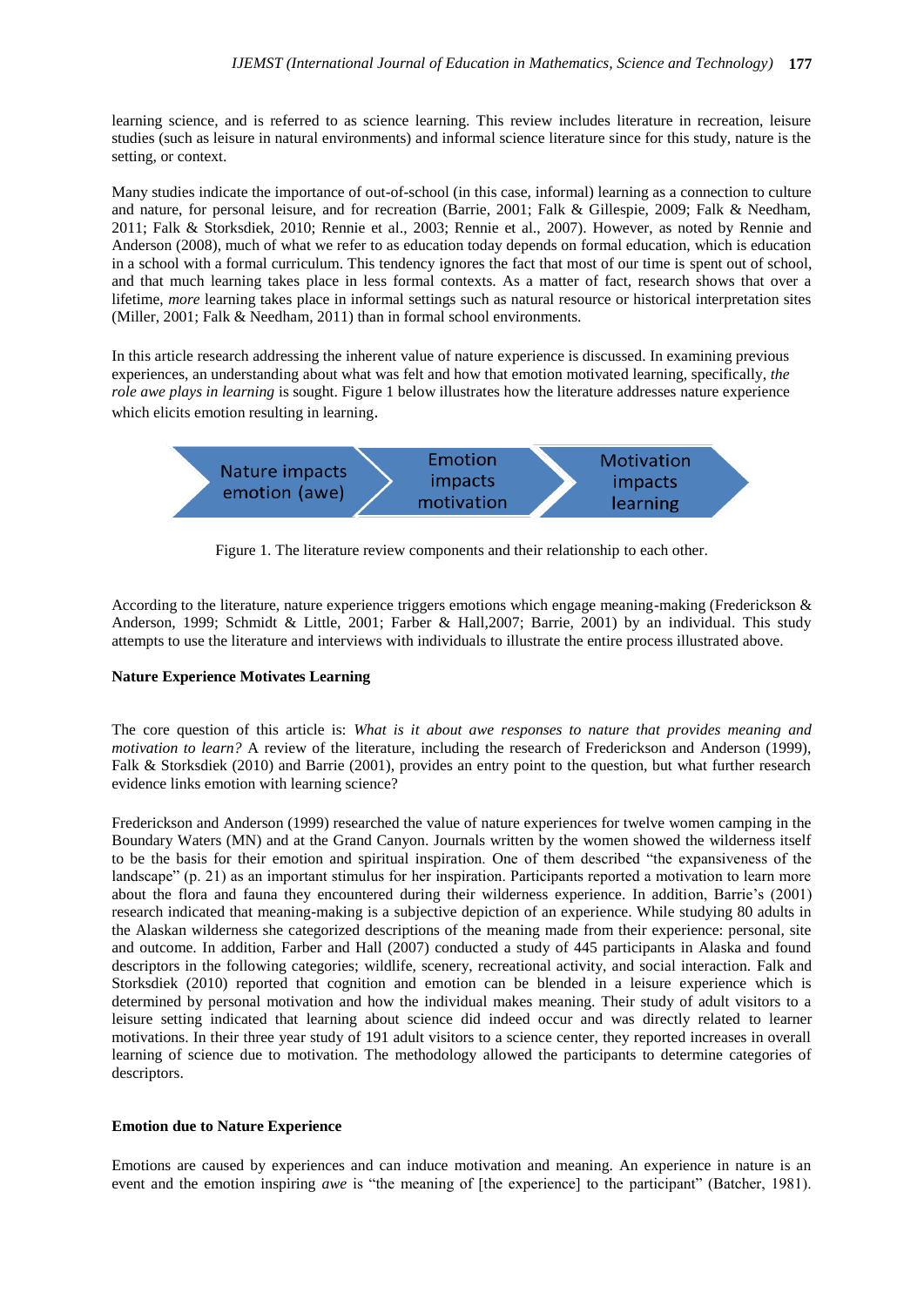learning science, and is referred to as science learning. This review includes literature in recreation, leisure studies (such as leisure in natural environments) and informal science literature since for this study, nature is the setting, or context.

Many studies indicate the importance of out-of-school (in this case, informal) learning as a connection to culture and nature, for personal leisure, and for recreation (Barrie, 2001; Falk & Gillespie, 2009; Falk & Needham, 2011; Falk & Storksdiek, 2010; Rennie et al., 2003; Rennie et al., 2007). However, as noted by Rennie and Anderson (2008), much of what we refer to as education today depends on formal education, which is education in a school with a formal curriculum. This tendency ignores the fact that most of our time is spent out of school, and that much learning takes place in less formal contexts. As a matter of fact, research shows that over a lifetime, *more* learning takes place in informal settings such as natural resource or historical interpretation sites (Miller, 2001; Falk & Needham, 2011) than in formal school environments.

In this article research addressing the inherent value of nature experience is discussed. In examining previous experiences, an understanding about what was felt and how that emotion motivated learning, specifically, *the role awe plays in learning* is sought. Figure 1 below illustrates how the literature addresses nature experience which elicits emotion resulting in learning.

Nature impacts emotion (awe) → Emotion impacts motivation → Motivation impacts learning

Figure 1. The literature review components and their relationship to each other.

According to the literature, nature experience triggers emotions which engage meaning-making (Frederickson & Anderson, 1999; Schmidt & Little, 2001; Farber & Hall,2007; Barrie, 2001) by an individual. This study attempts to use the literature and interviews with individuals to illustrate the entire process illustrated above.

**Nature Experience Motivates Learning**

The core question of this article is: *What is it about awe responses to nature that provides meaning and motivation to learn?* A review of the literature, including the research of Frederickson and Anderson (1999), Falk & Storksdiek (2010) and Barrie (2001), provides an entry point to the question, but what further research evidence links emotion with learning science?

Frederickson and Anderson (1999) researched the value of nature experiences for twelve women camping in the Boundary Waters (MN) and at the Grand Canyon. Journals written by the women showed the wilderness itself to be the basis for their emotion and spiritual inspiration. One of them described "the expansiveness of the landscape" (p. 21) as an important stimulus for her inspiration. Participants reported a motivation to learn more about the flora and fauna they encountered during their wilderness experience. In addition, Barrie's (2001) research indicated that meaning-making is a subjective depiction of an experience. While studying 80 adults in the Alaskan wilderness she categorized descriptions of the meaning made from their experience: personal, site and outcome. In addition, Farber and Hall (2007) conducted a study of 445 participants in Alaska and found descriptors in the following categories; wildlife, scenery, recreational activity, and social interaction. Falk and Storksdiek (2010) reported that cognition and emotion can be blended in a leisure experience which is determined by personal motivation and how the individual makes meaning. Their study of adult visitors to a leisure setting indicated that learning about science did indeed occur and was directly related to learner motivations. In their three year study of 191 adult visitors to a science center, they reported increases in overall learning of science due to motivation. The methodology allowed the participants to determine categories of descriptors.

**Emotion due to Nature Experience**

Emotions are caused by experiences and can induce motivation and meaning. An experience in nature is an event and the emotion inspiring *awe* is "the meaning of [the experience] to the participant" (Batcher, 1981).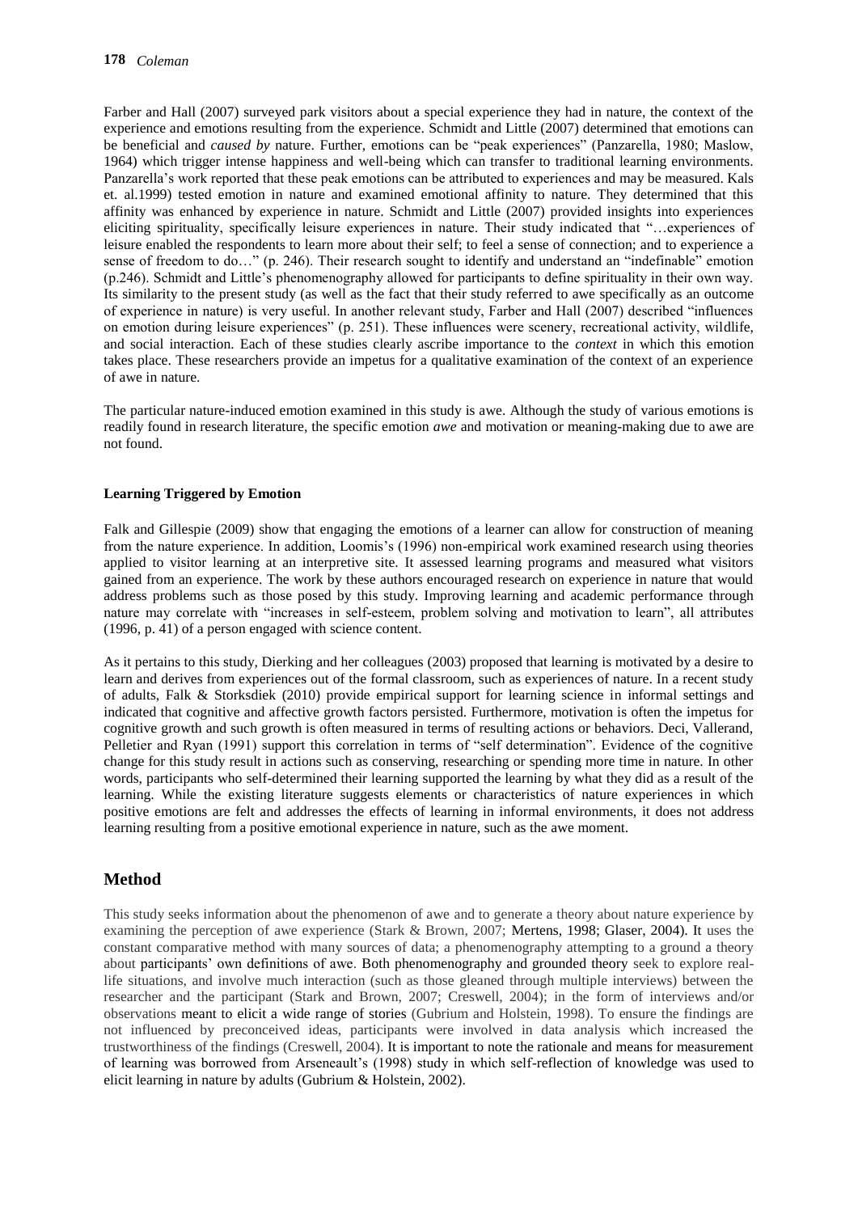Farber and Hall (2007) surveyed park visitors about a special experience they had in nature, the context of the experience and emotions resulting from the experience. Schmidt and Little (2007) determined that emotions can be beneficial and *caused by* nature. Further, emotions can be "peak experiences" (Panzarella, 1980; Maslow, 1964) which trigger intense happiness and well-being which can transfer to traditional learning environments. Panzarella's work reported that these peak emotions can be attributed to experiences and may be measured. Kals et. al.1999) tested emotion in nature and examined emotional affinity to nature. They determined that this affinity was enhanced by experience in nature. Schmidt and Little (2007) provided insights into experiences eliciting spirituality, specifically leisure experiences in nature. Their study indicated that "…experiences of leisure enabled the respondents to learn more about their self; to feel a sense of connection; and to experience a sense of freedom to do…" (p. 246). Their research sought to identify and understand an "indefinable" emotion (p.246). Schmidt and Little's phenomenography allowed for participants to define spirituality in their own way. Its similarity to the present study (as well as the fact that their study referred to awe specifically as an outcome of experience in nature) is very useful. In another relevant study, Farber and Hall (2007) described "influences on emotion during leisure experiences" (p. 251). These influences were scenery, recreational activity, wildlife, and social interaction. Each of these studies clearly ascribe importance to the *context* in which this emotion takes place. These researchers provide an impetus for a qualitative examination of the context of an experience of awe in nature.

The particular nature-induced emotion examined in this study is awe. Although the study of various emotions is readily found in research literature, the specific emotion *awe* and motivation or meaning-making due to awe are not found.

**Learning Triggered by Emotion**

Falk and Gillespie (2009) show that engaging the emotions of a learner can allow for construction of meaning from the nature experience. In addition, Loomis's (1996) non-empirical work examined research using theories applied to visitor learning at an interpretive site. It assessed learning programs and measured what visitors gained from an experience. The work by these authors encouraged research on experience in nature that would address problems such as those posed by this study. Improving learning and academic performance through nature may correlate with "increases in self-esteem, problem solving and motivation to learn", all attributes (1996, p. 41) of a person engaged with science content.

As it pertains to this study, Dierking and her colleagues (2003) proposed that learning is motivated by a desire to learn and derives from experiences out of the formal classroom, such as experiences of nature. In a recent study of adults, Falk & Storksdiek (2010) provide empirical support for learning science in informal settings and indicated that cognitive and affective growth factors persisted. Furthermore, motivation is often the impetus for cognitive growth and such growth is often measured in terms of resulting actions or behaviors. Deci, Vallerand, Pelletier and Ryan (1991) support this correlation in terms of "self determination". Evidence of the cognitive change for this study result in actions such as conserving, researching or spending more time in nature. In other words, participants who self-determined their learning supported the learning by what they did as a result of the learning. While the existing literature suggests elements or characteristics of nature experiences in which positive emotions are felt and addresses the effects of learning in informal environments, it does not address learning resulting from a positive emotional experience in nature, such as the awe moment.

## Method

This study seeks information about the phenomenon of awe and to generate a theory about nature experience by examining the perception of awe experience (Stark & Brown, 2007; Mertens, 1998; Glaser, 2004). It uses the constant comparative method with many sources of data; a phenomenography attempting to a ground a theory about participants' own definitions of awe. Both phenomenography and grounded theory seek to explore real-life situations, and involve much interaction (such as those gleaned through multiple interviews) between the researcher and the participant (Stark and Brown, 2007; Creswell, 2004); in the form of interviews and/or observations meant to elicit a wide range of stories (Gubrium and Holstein, 1998). To ensure the findings are not influenced by preconceived ideas, participants were involved in data analysis which increased the trustworthiness of the findings (Creswell, 2004). It is important to note the rationale and means for measurement of learning was borrowed from Arseneault's (1998) study in which self-reflection of knowledge was used to elicit learning in nature by adults (Gubrium & Holstein, 2002).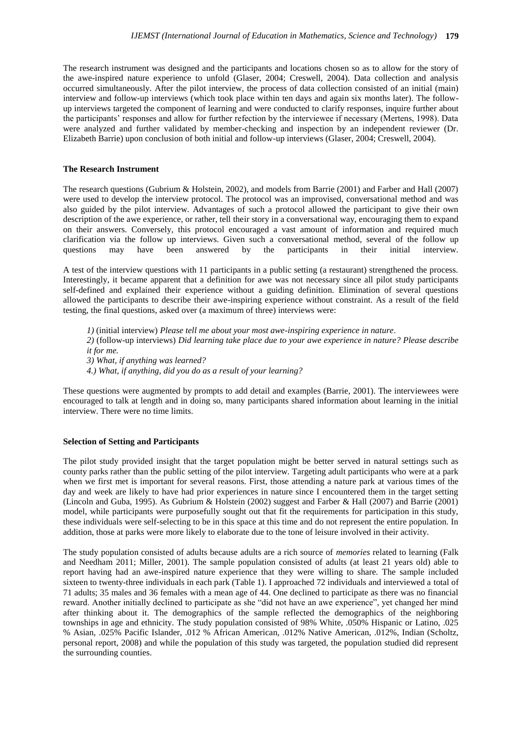The research instrument was designed and the participants and locations chosen so as to allow for the story of the awe-inspired nature experience to unfold (Glaser, 2004; Creswell, 2004). Data collection and analysis occurred simultaneously. After the pilot interview, the process of data collection consisted of an initial (main) interview and follow-up interviews (which took place within ten days and again six months later). The follow-up interviews targeted the component of learning and were conducted to clarify responses, inquire further about the participants' responses and allow for further refection by the interviewee if necessary (Mertens, 1998). Data were analyzed and further validated by member-checking and inspection by an independent reviewer (Dr. Elizabeth Barrie) upon conclusion of both initial and follow-up interviews (Glaser, 2004; Creswell, 2004).

**The Research Instrument**

The research questions (Gubrium & Holstein, 2002), and models from Barrie (2001) and Farber and Hall (2007) were used to develop the interview protocol. The protocol was an improvised, conversational method and was also guided by the pilot interview. Advantages of such a protocol allowed the participant to give their own description of the awe experience, or rather, tell their story in a conversational way, encouraging them to expand on their answers. Conversely, this protocol encouraged a vast amount of information and required much clarification via the follow up interviews. Given such a conversational method, several of the follow up questions may have been answered by the participants in their initial interview.

A test of the interview questions with 11 participants in a public setting (a restaurant) strengthened the process. Interestingly, it became apparent that a definition for awe was not necessary since all pilot study participants self-defined and explained their experience without a guiding definition. Elimination of several questions allowed the participants to describe their awe-inspiring experience without constraint. As a result of the field testing, the final questions, asked over (a maximum of three) interviews were:

*1)* (initial interview) *Please tell me about your most awe-inspiring experience in nature*.
*2)* (follow-up interviews) *Did learning take place due to your awe experience in nature? Please describe it for me.*
*3) What, if anything was learned?*
*4.) What, if anything, did you do as a result of your learning?*

These questions were augmented by prompts to add detail and examples (Barrie, 2001). The interviewees were encouraged to talk at length and in doing so, many participants shared information about learning in the initial interview. There were no time limits.

**Selection of Setting and Participants**

The pilot study provided insight that the target population might be better served in natural settings such as county parks rather than the public setting of the pilot interview. Targeting adult participants who were at a park when we first met is important for several reasons. First, those attending a nature park at various times of the day and week are likely to have had prior experiences in nature since I encountered them in the target setting (Lincoln and Guba, 1995). As Gubrium & Holstein (2002) suggest and Farber & Hall (2007) and Barrie (2001) model, while participants were purposefully sought out that fit the requirements for participation in this study, these individuals were self-selecting to be in this space at this time and do not represent the entire population. In addition, those at parks were more likely to elaborate due to the tone of leisure involved in their activity.

The study population consisted of adults because adults are a rich source of *memories* related to learning (Falk and Needham 2011; Miller, 2001). The sample population consisted of adults (at least 21 years old) able to report having had an awe-inspired nature experience that they were willing to share. The sample included sixteen to twenty-three individuals in each park (Table 1). I approached 72 individuals and interviewed a total of 71 adults; 35 males and 36 females with a mean age of 44. One declined to participate as there was no financial reward. Another initially declined to participate as she "did not have an awe experience", yet changed her mind after thinking about it. The demographics of the sample reflected the demographics of the neighboring townships in age and ethnicity. The study population consisted of 98% White, .050% Hispanic or Latino, .025 % Asian, .025% Pacific Islander, .012 % African American, .012% Native American, .012%, Indian (Scholtz, personal report, 2008) and while the population of this study was targeted, the population studied did represent the surrounding counties.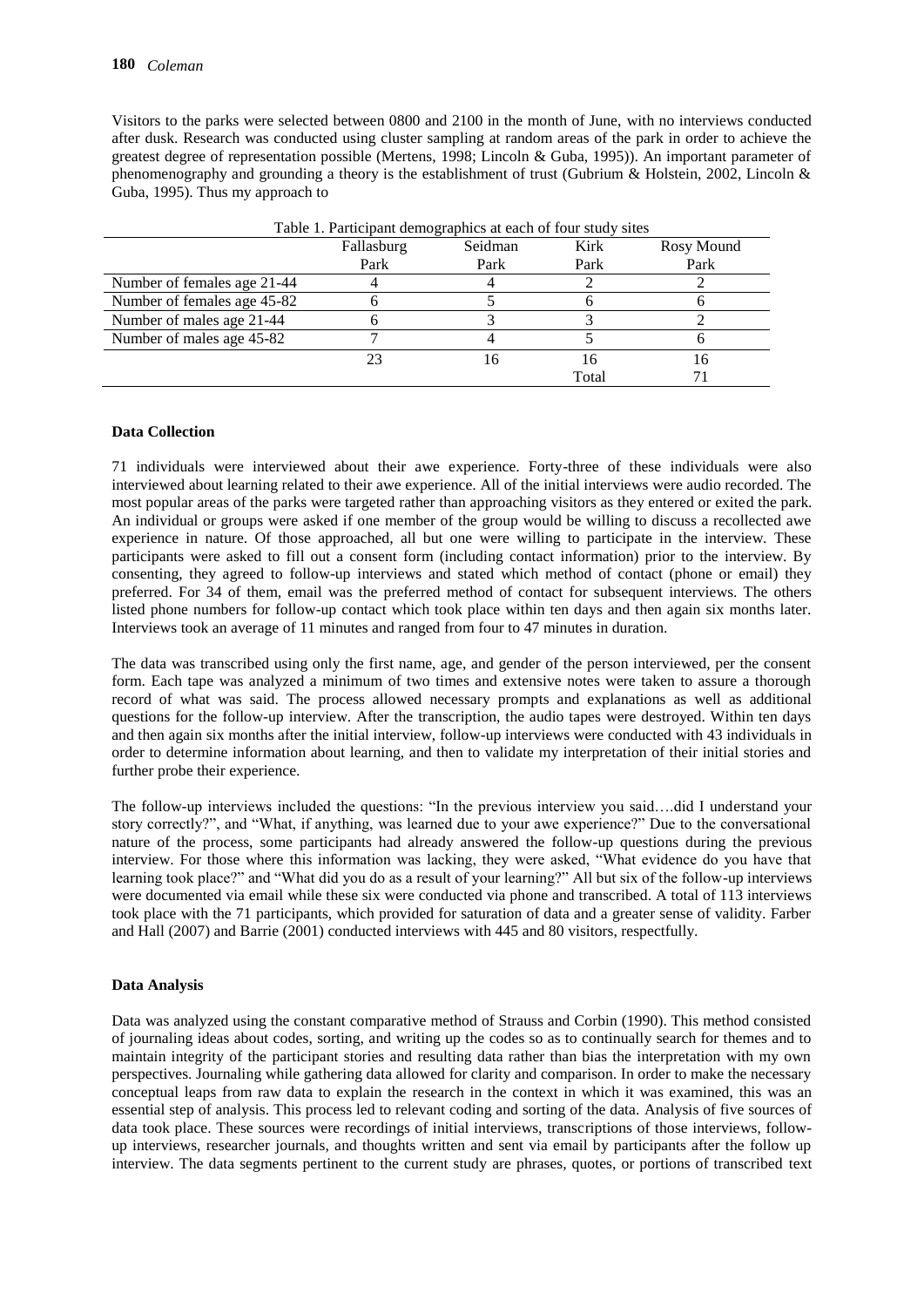Visitors to the parks were selected between 0800 and 2100 in the month of June, with no interviews conducted after dusk. Research was conducted using cluster sampling at random areas of the park in order to achieve the greatest degree of representation possible (Mertens, 1998; Lincoln & Guba, 1995)). An important parameter of phenomenography and grounding a theory is the establishment of trust (Gubrium & Holstein, 2002, Lincoln & Guba, 1995). Thus my approach to

Table 1. Participant demographics at each of four study sites

| | Fallasburg Park | Seidman Park | Kirk Park | Rosy Mound Park |
|---|---|---|---|---|
| Number of females age 21-44 | 4 | 4 | 2 | 2 |
| Number of females age 45-82 | 6 | 5 | 6 | 6 |
| Number of males age 21-44 | 6 | 3 | 3 | 2 |
| Number of males age 45-82 | 7 | 4 | 5 | 6 |
| | 23 | 16 | 16 | 16 |
| | | | Total | 71 |

**Data Collection**

71 individuals were interviewed about their awe experience. Forty-three of these individuals were also interviewed about learning related to their awe experience. All of the initial interviews were audio recorded. The most popular areas of the parks were targeted rather than approaching visitors as they entered or exited the park. An individual or groups were asked if one member of the group would be willing to discuss a recollected awe experience in nature. Of those approached, all but one were willing to participate in the interview. These participants were asked to fill out a consent form (including contact information) prior to the interview. By consenting, they agreed to follow-up interviews and stated which method of contact (phone or email) they preferred. For 34 of them, email was the preferred method of contact for subsequent interviews. The others listed phone numbers for follow-up contact which took place within ten days and then again six months later. Interviews took an average of 11 minutes and ranged from four to 47 minutes in duration.

The data was transcribed using only the first name, age, and gender of the person interviewed, per the consent form. Each tape was analyzed a minimum of two times and extensive notes were taken to assure a thorough record of what was said. The process allowed necessary prompts and explanations as well as additional questions for the follow-up interview. After the transcription, the audio tapes were destroyed. Within ten days and then again six months after the initial interview, follow-up interviews were conducted with 43 individuals in order to determine information about learning, and then to validate my interpretation of their initial stories and further probe their experience.

The follow-up interviews included the questions: "In the previous interview you said….did I understand your story correctly?", and "What, if anything, was learned due to your awe experience?" Due to the conversational nature of the process, some participants had already answered the follow-up questions during the previous interview. For those where this information was lacking, they were asked, "What evidence do you have that learning took place?" and "What did you do as a result of your learning?" All but six of the follow-up interviews were documented via email while these six were conducted via phone and transcribed. A total of 113 interviews took place with the 71 participants, which provided for saturation of data and a greater sense of validity. Farber and Hall (2007) and Barrie (2001) conducted interviews with 445 and 80 visitors, respectfully.

**Data Analysis**

Data was analyzed using the constant comparative method of Strauss and Corbin (1990). This method consisted of journaling ideas about codes, sorting, and writing up the codes so as to continually search for themes and to maintain integrity of the participant stories and resulting data rather than bias the interpretation with my own perspectives. Journaling while gathering data allowed for clarity and comparison. In order to make the necessary conceptual leaps from raw data to explain the research in the context in which it was examined, this was an essential step of analysis. This process led to relevant coding and sorting of the data. Analysis of five sources of data took place. These sources were recordings of initial interviews, transcriptions of those interviews, follow-up interviews, researcher journals, and thoughts written and sent via email by participants after the follow up interview. The data segments pertinent to the current study are phrases, quotes, or portions of transcribed text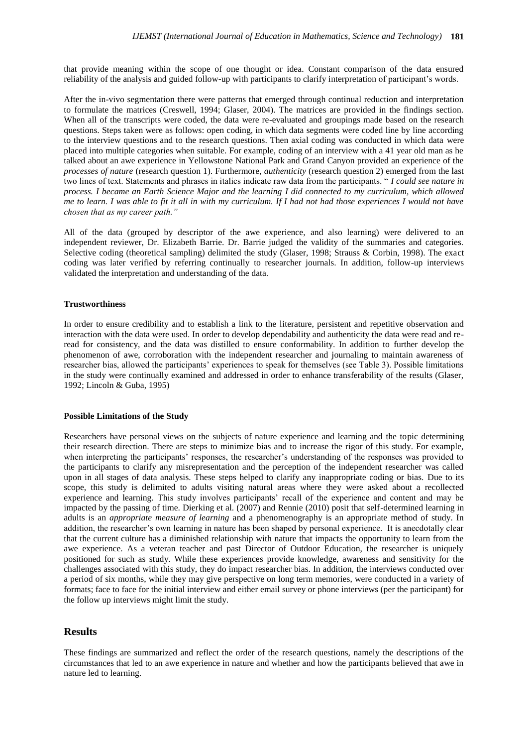that provide meaning within the scope of one thought or idea. Constant comparison of the data ensured reliability of the analysis and guided follow-up with participants to clarify interpretation of participant's words.

After the in-vivo segmentation there were patterns that emerged through continual reduction and interpretation to formulate the matrices (Creswell, 1994; Glaser, 2004). The matrices are provided in the findings section. When all of the transcripts were coded, the data were re-evaluated and groupings made based on the research questions. Steps taken were as follows: open coding, in which data segments were coded line by line according to the interview questions and to the research questions. Then axial coding was conducted in which data were placed into multiple categories when suitable. For example, coding of an interview with a 41 year old man as he talked about an awe experience in Yellowstone National Park and Grand Canyon provided an experience of the *processes of nature* (research question 1). Furthermore, *authenticity* (research question 2) emerged from the last two lines of text. Statements and phrases in italics indicate raw data from the participants. " *I could see nature in process. I became an Earth Science Major and the learning I did connected to my curriculum, which allowed me to learn. I was able to fit it all in with my curriculum. If I had not had those experiences I would not have chosen that as my career path."*

All of the data (grouped by descriptor of the awe experience, and also learning) were delivered to an independent reviewer, Dr. Elizabeth Barrie. Dr. Barrie judged the validity of the summaries and categories. Selective coding (theoretical sampling) delimited the study (Glaser, 1998; Strauss & Corbin, 1998). The exact coding was later verified by referring continually to researcher journals. In addition, follow-up interviews validated the interpretation and understanding of the data.

### Trustworthiness

In order to ensure credibility and to establish a link to the literature, persistent and repetitive observation and interaction with the data were used. In order to develop dependability and authenticity the data were read and re-read for consistency, and the data was distilled to ensure conformability. In addition to further develop the phenomenon of awe, corroboration with the independent researcher and journaling to maintain awareness of researcher bias, allowed the participants' experiences to speak for themselves (see Table 3). Possible limitations in the study were continually examined and addressed in order to enhance transferability of the results (Glaser, 1992; Lincoln & Guba, 1995)

### Possible Limitations of the Study

Researchers have personal views on the subjects of nature experience and learning and the topic determining their research direction. There are steps to minimize bias and to increase the rigor of this study. For example, when interpreting the participants' responses, the researcher's understanding of the responses was provided to the participants to clarify any misrepresentation and the perception of the independent researcher was called upon in all stages of data analysis. These steps helped to clarify any inappropriate coding or bias. Due to its scope, this study is delimited to adults visiting natural areas where they were asked about a recollected experience and learning. This study involves participants' recall of the experience and content and may be impacted by the passing of time. Dierking et al. (2007) and Rennie (2010) posit that self-determined learning in adults is an *appropriate measure of learning* and a phenomenography is an appropriate method of study. In addition, the researcher's own learning in nature has been shaped by personal experience. It is anecdotally clear that the current culture has a diminished relationship with nature that impacts the opportunity to learn from the awe experience. As a veteran teacher and past Director of Outdoor Education, the researcher is uniquely positioned for such as study. While these experiences provide knowledge, awareness and sensitivity for the challenges associated with this study, they do impact researcher bias. In addition, the interviews conducted over a period of six months, while they may give perspective on long term memories, were conducted in a variety of formats; face to face for the initial interview and either email survey or phone interviews (per the participant) for the follow up interviews might limit the study.

## Results

These findings are summarized and reflect the order of the research questions, namely the descriptions of the circumstances that led to an awe experience in nature and whether and how the participants believed that awe in nature led to learning.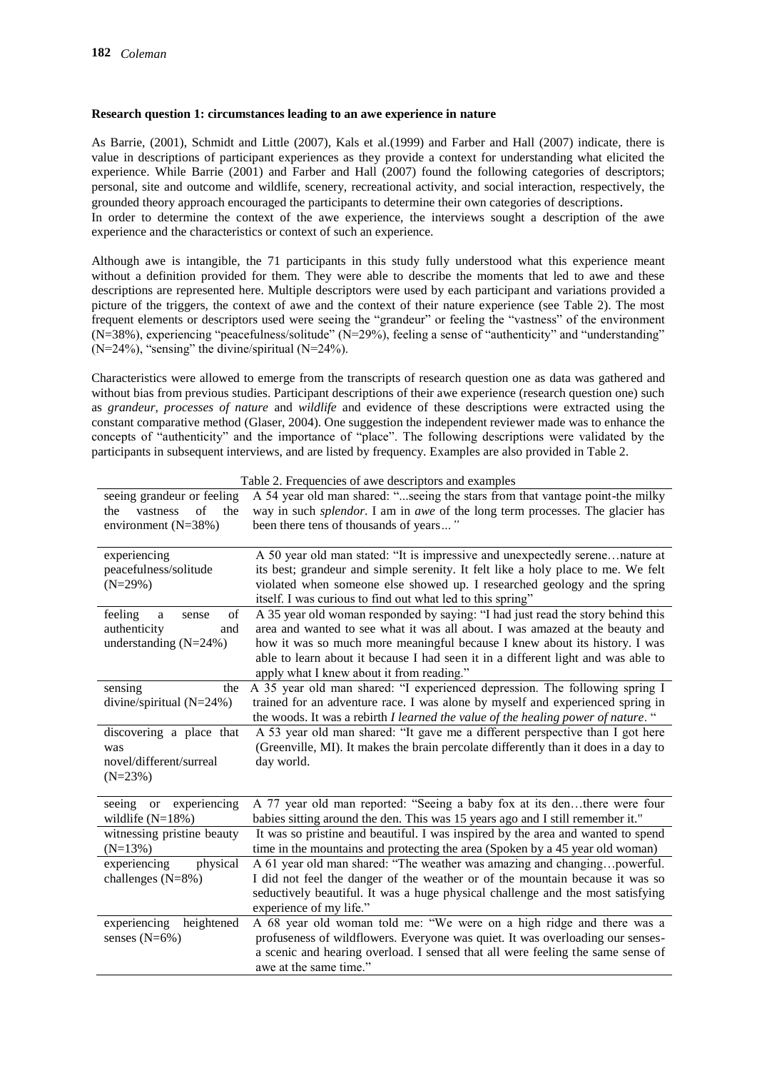**Research question 1: circumstances leading to an awe experience in nature**

As Barrie, (2001), Schmidt and Little (2007), Kals et al.(1999) and Farber and Hall (2007) indicate, there is value in descriptions of participant experiences as they provide a context for understanding what elicited the experience. While Barrie (2001) and Farber and Hall (2007) found the following categories of descriptors; personal, site and outcome and wildlife, scenery, recreational activity, and social interaction, respectively, the grounded theory approach encouraged the participants to determine their own categories of descriptions.
In order to determine the context of the awe experience, the interviews sought a description of the awe experience and the characteristics or context of such an experience.

Although awe is intangible, the 71 participants in this study fully understood what this experience meant without a definition provided for them. They were able to describe the moments that led to awe and these descriptions are represented here. Multiple descriptors were used by each participant and variations provided a picture of the triggers, the context of awe and the context of their nature experience (see Table 2). The most frequent elements or descriptors used were seeing the "grandeur" or feeling the "vastness" of the environment (N=38%), experiencing "peacefulness/solitude" (N=29%), feeling a sense of "authenticity" and "understanding" (N=24%), "sensing" the divine/spiritual (N=24%).

Characteristics were allowed to emerge from the transcripts of research question one as data was gathered and without bias from previous studies. Participant descriptions of their awe experience (research question one) such as *grandeur, processes of nature* and *wildlife* and evidence of these descriptions were extracted using the constant comparative method (Glaser, 2004). One suggestion the independent reviewer made was to enhance the concepts of "authenticity" and the importance of "place". The following descriptions were validated by the participants in subsequent interviews, and are listed by frequency. Examples are also provided in Table 2.

Table 2. Frequencies of awe descriptors and examples

| | |
|---|---|
| seeing grandeur or feeling the vastness of the environment (N=38%) | A 54 year old man shared: "...seeing the stars from that vantage point-the milky way in such *splendor*. I am in *awe* of the long term processes. The glacier has been there tens of thousands of years*..."* |
| experiencing peacefulness/solitude (N=29%) | A 50 year old man stated: "It is impressive and unexpectedly serene…nature at its best; grandeur and simple serenity. It felt like a holy place to me. We felt violated when someone else showed up. I researched geology and the spring itself. I was curious to find out what led to this spring" |
| feeling a sense of authenticity and understanding (N=24%) | A 35 year old woman responded by saying: "I had just read the story behind this area and wanted to see what it was all about. I was amazed at the beauty and how it was so much more meaningful because I knew about its history. I was able to learn about it because I had seen it in a different light and was able to apply what I knew about it from reading." |
| sensing the divine/spiritual (N=24%) | A 35 year old man shared: "I experienced depression. The following spring I trained for an adventure race. I was alone by myself and experienced spring in the woods. It was a rebirth *I learned the value of the healing power of nature*. " |
| discovering a place that was novel/different/surreal (N=23%) | A 53 year old man shared: "It gave me a different perspective than I got here (Greenville, MI). It makes the brain percolate differently than it does in a day to day world. |
| seeing or experiencing wildlife (N=18%) | A 77 year old man reported: "Seeing a baby fox at its den…there were four babies sitting around the den. This was 15 years ago and I still remember it." |
| witnessing pristine beauty (N=13%) | It was so pristine and beautiful. I was inspired by the area and wanted to spend time in the mountains and protecting the area (Spoken by a 45 year old woman) |
| experiencing physical challenges (N=8%) | A 61 year old man shared: "The weather was amazing and changing…powerful. I did not feel the danger of the weather or of the mountain because it was so seductively beautiful. It was a huge physical challenge and the most satisfying experience of my life." |
| experiencing heightened senses (N=6%) | A 68 year old woman told me: "We were on a high ridge and there was a profuseness of wildflowers. Everyone was quiet. It was overloading our senses- a scenic and hearing overload. I sensed that all were feeling the same sense of awe at the same time." |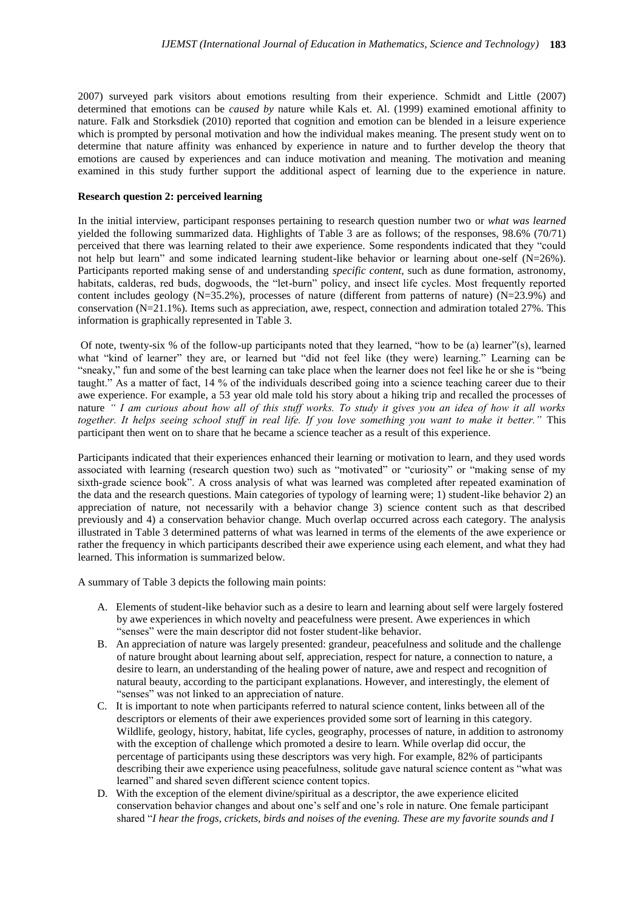2007) surveyed park visitors about emotions resulting from their experience. Schmidt and Little (2007) determined that emotions can be *caused by* nature while Kals et. Al. (1999) examined emotional affinity to nature. Falk and Storksdiek (2010) reported that cognition and emotion can be blended in a leisure experience which is prompted by personal motivation and how the individual makes meaning. The present study went on to determine that nature affinity was enhanced by experience in nature and to further develop the theory that emotions are caused by experiences and can induce motivation and meaning. The motivation and meaning examined in this study further support the additional aspect of learning due to the experience in nature.

**Research question 2: perceived learning**

In the initial interview, participant responses pertaining to research question number two or *what was learned* yielded the following summarized data. Highlights of Table 3 are as follows; of the responses, 98.6% (70/71) perceived that there was learning related to their awe experience. Some respondents indicated that they "could not help but learn" and some indicated learning student-like behavior or learning about one-self (N=26%). Participants reported making sense of and understanding *specific content*, such as dune formation, astronomy, habitats, calderas, red buds, dogwoods, the "let-burn" policy, and insect life cycles. Most frequently reported content includes geology (N=35.2%), processes of nature (different from patterns of nature) (N=23.9%) and conservation (N=21.1%). Items such as appreciation, awe, respect, connection and admiration totaled 27%. This information is graphically represented in Table 3.

Of note, twenty-six % of the follow-up participants noted that they learned, "how to be (a) learner"(s), learned what "kind of learner" they are, or learned but "did not feel like (they were) learning." Learning can be "sneaky," fun and some of the best learning can take place when the learner does not feel like he or she is "being taught." As a matter of fact, 14 % of the individuals described going into a science teaching career due to their awe experience. For example, a 53 year old male told his story about a hiking trip and recalled the processes of nature *" I am curious about how all of this stuff works. To study it gives you an idea of how it all works together. It helps seeing school stuff in real life. If you love something you want to make it better."* This participant then went on to share that he became a science teacher as a result of this experience.

Participants indicated that their experiences enhanced their learning or motivation to learn, and they used words associated with learning (research question two) such as "motivated" or "curiosity" or "making sense of my sixth-grade science book". A cross analysis of what was learned was completed after repeated examination of the data and the research questions. Main categories of typology of learning were; 1) student-like behavior 2) an appreciation of nature, not necessarily with a behavior change 3) science content such as that described previously and 4) a conservation behavior change. Much overlap occurred across each category. The analysis illustrated in Table 3 determined patterns of what was learned in terms of the elements of the awe experience or rather the frequency in which participants described their awe experience using each element, and what they had learned. This information is summarized below.

A summary of Table 3 depicts the following main points:

A. Elements of student-like behavior such as a desire to learn and learning about self were largely fostered by awe experiences in which novelty and peacefulness were present. Awe experiences in which "senses" were the main descriptor did not foster student-like behavior.
B. An appreciation of nature was largely presented: grandeur, peacefulness and solitude and the challenge of nature brought about learning about self, appreciation, respect for nature, a connection to nature, a desire to learn, an understanding of the healing power of nature, awe and respect and recognition of natural beauty, according to the participant explanations. However, and interestingly, the element of "senses" was not linked to an appreciation of nature.
C. It is important to note when participants referred to natural science content, links between all of the descriptors or elements of their awe experiences provided some sort of learning in this category. Wildlife, geology, history, habitat, life cycles, geography, processes of nature, in addition to astronomy with the exception of challenge which promoted a desire to learn. While overlap did occur, the percentage of participants using these descriptors was very high. For example, 82% of participants describing their awe experience using peacefulness, solitude gave natural science content as "what was learned" and shared seven different science content topics.
D. With the exception of the element divine/spiritual as a descriptor, the awe experience elicited conservation behavior changes and about one's self and one's role in nature. One female participant shared "*I hear the frogs, crickets, birds and noises of the evening. These are my favorite sounds and I*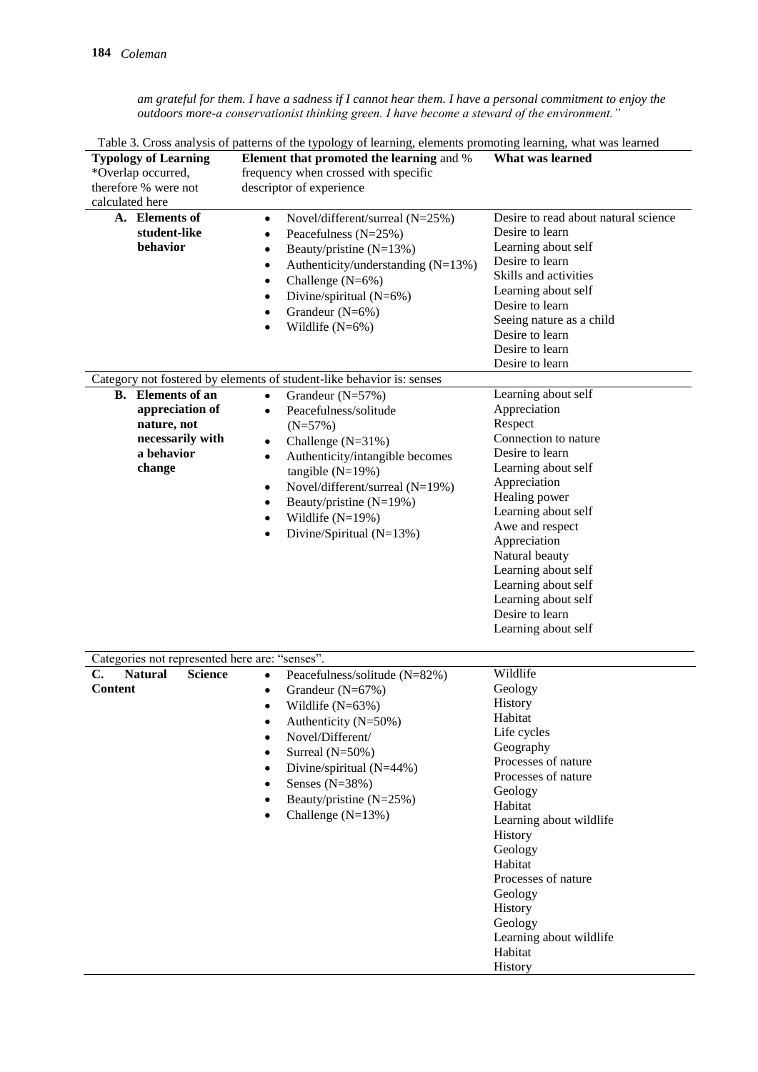*am grateful for them. I have a sadness if I cannot hear them. I have a personal commitment to enjoy the outdoors more-a conservationist thinking green. I have become a steward of the environment."*

Table 3. Cross analysis of patterns of the typology of learning, elements promoting learning, what was learned

| **Typology of Learning** *Overlap occurred, therefore % were not calculated here | **Element that promoted the learning** and % frequency when crossed with specific descriptor of experience | **What was learned** |
|---|---|---|
| **A. Elements of student-like behavior** | • Novel/different/surreal (N=25%)<br>• Peacefulness (N=25%)<br>• Beauty/pristine (N=13%)<br>• Authenticity/understanding (N=13%)<br>• Challenge (N=6%)<br>• Divine/spiritual (N=6%)<br>• Grandeur (N=6%)<br>• Wildlife (N=6%) | Desire to read about natural science<br>Desire to learn<br>Learning about self<br>Desire to learn<br>Skills and activities<br>Learning about self<br>Desire to learn<br>Seeing nature as a child<br>Desire to learn<br>Desire to learn<br>Desire to learn |
| Category not fostered by elements of student-like behavior is: senses | | |
| **B. Elements of an appreciation of nature, not necessarily with a behavior change** | • Grandeur (N=57%)<br>• Peacefulness/solitude (N=57%)<br>• Challenge (N=31%)<br>• Authenticity/intangible becomes tangible (N=19%)<br>• Novel/different/surreal (N=19%)<br>• Beauty/pristine (N=19%)<br>• Wildlife (N=19%)<br>• Divine/Spiritual (N=13%) | Learning about self<br>Appreciation<br>Respect<br>Connection to nature<br>Desire to learn<br>Learning about self<br>Appreciation<br>Healing power<br>Learning about self<br>Awe and respect<br>Appreciation<br>Natural beauty<br>Learning about self<br>Learning about self<br>Learning about self<br>Desire to learn<br>Learning about self |
| Categories not represented here are: "senses". | | |
| **C. Natural Science Content** | • Peacefulness/solitude (N=82%)<br>• Grandeur (N=67%)<br>• Wildlife (N=63%)<br>• Authenticity (N=50%)<br>• Novel/Different/ Surreal (N=50%)<br>• Divine/spiritual (N=44%)<br>• Senses (N=38%)<br>• Beauty/pristine (N=25%)<br>• Challenge (N=13%) | Wildlife<br>Geology<br>History<br>Habitat<br>Life cycles<br>Geography<br>Processes of nature<br>Processes of nature<br>Geology<br>Habitat<br>Learning about wildlife<br>History<br>Geology<br>Habitat<br>Processes of nature<br>Geology<br>History<br>Geology<br>Learning about wildlife<br>Habitat<br>History |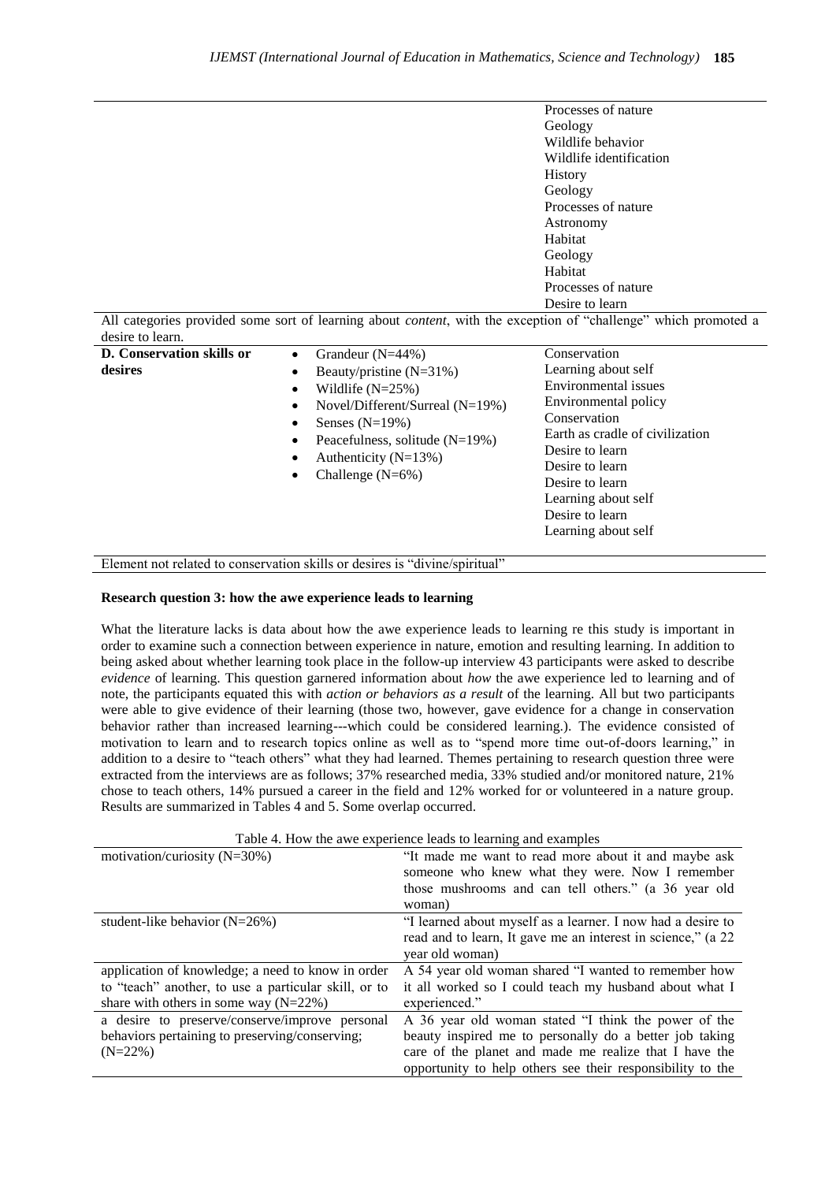| | | |
|---|---|---|
| | | Processes of nature<br>Geology<br>Wildlife behavior<br>Wildlife identification<br>History<br>Geology<br>Processes of nature<br>Astronomy<br>Habitat<br>Geology<br>Habitat<br>Processes of nature<br>Desire to learn |
| All categories provided some sort of learning about *content*, with the exception of "challenge" which promoted a desire to learn. | | |
| **D. Conservation skills or desires** | • Grandeur (N=44%)<br>• Beauty/pristine (N=31%)<br>• Wildlife (N=25%)<br>• Novel/Different/Surreal (N=19%)<br>• Senses (N=19%)<br>• Peacefulness, solitude (N=19%)<br>• Authenticity (N=13%)<br>• Challenge (N=6%) | Conservation<br>Learning about self<br>Environmental issues<br>Environmental policy<br>Conservation<br>Earth as cradle of civilization<br>Desire to learn<br>Desire to learn<br>Desire to learn<br>Learning about self<br>Desire to learn<br>Learning about self |
| Element not related to conservation skills or desires is "divine/spiritual" | | |

**Research question 3: how the awe experience leads to learning**

What the literature lacks is data about how the awe experience leads to learning re this study is important in order to examine such a connection between experience in nature, emotion and resulting learning. In addition to being asked about whether learning took place in the follow-up interview 43 participants were asked to describe *evidence* of learning. This question garnered information about *how* the awe experience led to learning and of note, the participants equated this with *action or behaviors as a result* of the learning. All but two participants were able to give evidence of their learning (those two, however, gave evidence for a change in conservation behavior rather than increased learning---which could be considered learning.). The evidence consisted of motivation to learn and to research topics online as well as to "spend more time out-of-doors learning," in addition to a desire to "teach others" what they had learned. Themes pertaining to research question three were extracted from the interviews are as follows; 37% researched media, 33% studied and/or monitored nature, 21% chose to teach others, 14% pursued a career in the field and 12% worked for or volunteered in a nature group. Results are summarized in Tables 4 and 5. Some overlap occurred.

Table 4. How the awe experience leads to learning and examples

| | |
|---|---|
| motivation/curiosity (N=30%) | "It made me want to read more about it and maybe ask someone who knew what they were. Now I remember those mushrooms and can tell others." (a 36 year old woman) |
| student-like behavior (N=26%) | "I learned about myself as a learner. I now had a desire to read and to learn, It gave me an interest in science," (a 22 year old woman) |
| application of knowledge; a need to know in order to "teach" another, to use a particular skill, or to share with others in some way (N=22%) | A 54 year old woman shared "I wanted to remember how it all worked so I could teach my husband about what I experienced." |
| a desire to preserve/conserve/improve personal behaviors pertaining to preserving/conserving; (N=22%) | A 36 year old woman stated "I think the power of the beauty inspired me to personally do a better job taking care of the planet and made me realize that I have the opportunity to help others see their responsibility to the |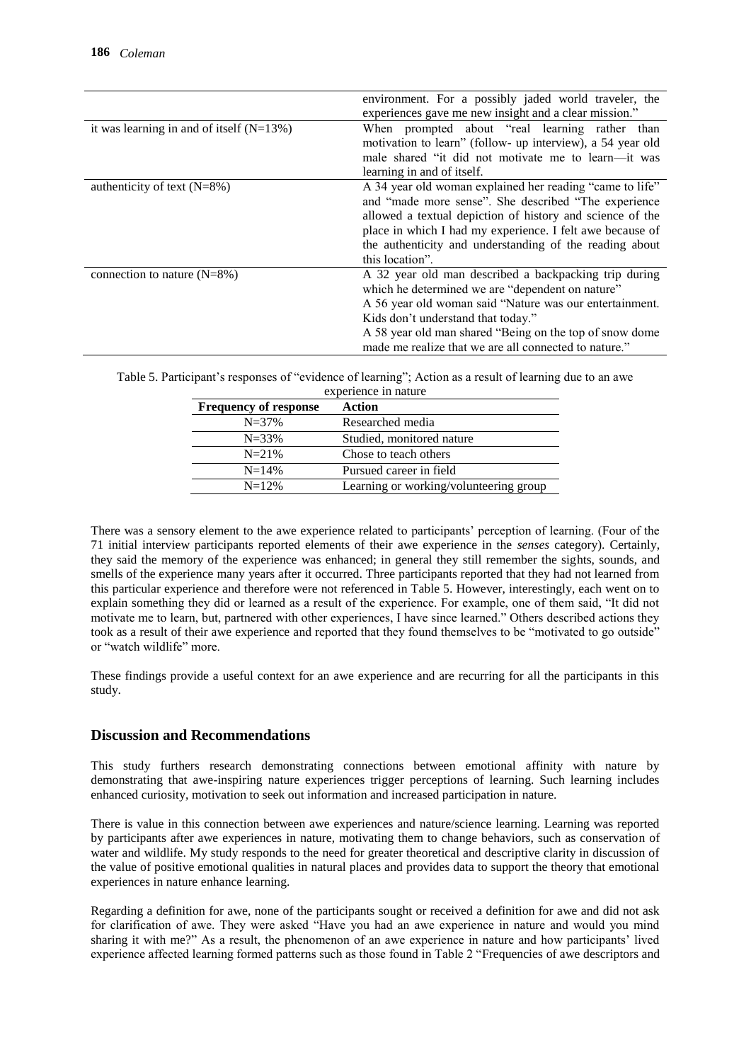| | |
|---|---|
| | environment. For a possibly jaded world traveler, the experiences gave me new insight and a clear mission." |
| it was learning in and of itself (N=13%) | When prompted about "real learning rather than motivation to learn" (follow- up interview), a 54 year old male shared "it did not motivate me to learn—it was learning in and of itself. |
| authenticity of text (N=8%) | A 34 year old woman explained her reading "came to life" and "made more sense". She described "The experience allowed a textual depiction of history and science of the place in which I had my experience. I felt awe because of the authenticity and understanding of the reading about this location". |
| connection to nature (N=8%) | A 32 year old man described a backpacking trip during which he determined we are "dependent on nature" A 56 year old woman said "Nature was our entertainment. Kids don't understand that today." A 58 year old man shared "Being on the top of snow dome made me realize that we are all connected to nature." |

Table 5. Participant's responses of "evidence of learning"; Action as a result of learning due to an awe experience in nature

| Frequency of response | Action |
|---|---|
| N=37% | Researched media |
| N=33% | Studied, monitored nature |
| N=21% | Chose to teach others |
| N=14% | Pursued career in field |
| N=12% | Learning or working/volunteering group |

There was a sensory element to the awe experience related to participants' perception of learning. (Four of the 71 initial interview participants reported elements of their awe experience in the *senses* category). Certainly, they said the memory of the experience was enhanced; in general they still remember the sights, sounds, and smells of the experience many years after it occurred. Three participants reported that they had not learned from this particular experience and therefore were not referenced in Table 5. However, interestingly, each went on to explain something they did or learned as a result of the experience. For example, one of them said, "It did not motivate me to learn, but, partnered with other experiences, I have since learned." Others described actions they took as a result of their awe experience and reported that they found themselves to be "motivated to go outside" or "watch wildlife" more.

These findings provide a useful context for an awe experience and are recurring for all the participants in this study.

## Discussion and Recommendations

This study furthers research demonstrating connections between emotional affinity with nature by demonstrating that awe-inspiring nature experiences trigger perceptions of learning. Such learning includes enhanced curiosity, motivation to seek out information and increased participation in nature.

There is value in this connection between awe experiences and nature/science learning. Learning was reported by participants after awe experiences in nature, motivating them to change behaviors, such as conservation of water and wildlife. My study responds to the need for greater theoretical and descriptive clarity in discussion of the value of positive emotional qualities in natural places and provides data to support the theory that emotional experiences in nature enhance learning.

Regarding a definition for awe, none of the participants sought or received a definition for awe and did not ask for clarification of awe. They were asked "Have you had an awe experience in nature and would you mind sharing it with me?" As a result, the phenomenon of an awe experience in nature and how participants' lived experience affected learning formed patterns such as those found in Table 2 "Frequencies of awe descriptors and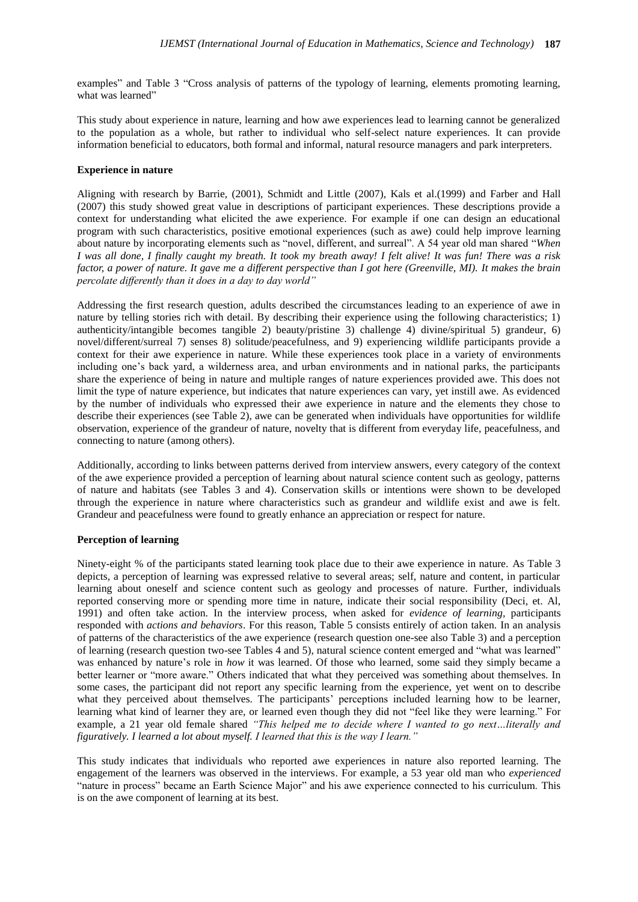examples" and Table 3 "Cross analysis of patterns of the typology of learning, elements promoting learning, what was learned"

This study about experience in nature, learning and how awe experiences lead to learning cannot be generalized to the population as a whole, but rather to individual who self-select nature experiences. It can provide information beneficial to educators, both formal and informal, natural resource managers and park interpreters.

**Experience in nature**

Aligning with research by Barrie, (2001), Schmidt and Little (2007), Kals et al.(1999) and Farber and Hall (2007) this study showed great value in descriptions of participant experiences. These descriptions provide a context for understanding what elicited the awe experience. For example if one can design an educational program with such characteristics, positive emotional experiences (such as awe) could help improve learning about nature by incorporating elements such as "novel, different, and surreal". A 54 year old man shared "*When I was all done, I finally caught my breath. It took my breath away! I felt alive! It was fun! There was a risk factor, a power of nature. It gave me a different perspective than I got here (Greenville, MI). It makes the brain percolate differently than it does in a day to day world"*

Addressing the first research question, adults described the circumstances leading to an experience of awe in nature by telling stories rich with detail. By describing their experience using the following characteristics; 1) authenticity/intangible becomes tangible 2) beauty/pristine 3) challenge 4) divine/spiritual 5) grandeur, 6) novel/different/surreal 7) senses 8) solitude/peacefulness, and 9) experiencing wildlife participants provide a context for their awe experience in nature. While these experiences took place in a variety of environments including one's back yard, a wilderness area, and urban environments and in national parks, the participants share the experience of being in nature and multiple ranges of nature experiences provided awe. This does not limit the type of nature experience, but indicates that nature experiences can vary, yet instill awe. As evidenced by the number of individuals who expressed their awe experience in nature and the elements they chose to describe their experiences (see Table 2), awe can be generated when individuals have opportunities for wildlife observation, experience of the grandeur of nature, novelty that is different from everyday life, peacefulness, and connecting to nature (among others).

Additionally, according to links between patterns derived from interview answers, every category of the context of the awe experience provided a perception of learning about natural science content such as geology, patterns of nature and habitats (see Tables 3 and 4). Conservation skills or intentions were shown to be developed through the experience in nature where characteristics such as grandeur and wildlife exist and awe is felt. Grandeur and peacefulness were found to greatly enhance an appreciation or respect for nature.

**Perception of learning**

Ninety-eight % of the participants stated learning took place due to their awe experience in nature. As Table 3 depicts, a perception of learning was expressed relative to several areas; self, nature and content, in particular learning about oneself and science content such as geology and processes of nature. Further, individuals reported conserving more or spending more time in nature, indicate their social responsibility (Deci, et. Al, 1991) and often take action. In the interview process, when asked for *evidence of learning*, participants responded with *actions and behaviors*. For this reason, Table 5 consists entirely of action taken. In an analysis of patterns of the characteristics of the awe experience (research question one-see also Table 3) and a perception of learning (research question two-see Tables 4 and 5), natural science content emerged and "what was learned" was enhanced by nature's role in *how* it was learned. Of those who learned, some said they simply became a better learner or "more aware." Others indicated that what they perceived was something about themselves. In some cases, the participant did not report any specific learning from the experience, yet went on to describe what they perceived about themselves. The participants' perceptions included learning how to be learner, learning what kind of learner they are, or learned even though they did not "feel like they were learning." For example, a 21 year old female shared *"This helped me to decide where I wanted to go next…literally and figuratively. I learned a lot about myself. I learned that this is the way I learn."*

This study indicates that individuals who reported awe experiences in nature also reported learning. The engagement of the learners was observed in the interviews. For example, a 53 year old man who *experienced* "nature in process" became an Earth Science Major" and his awe experience connected to his curriculum. This is on the awe component of learning at its best.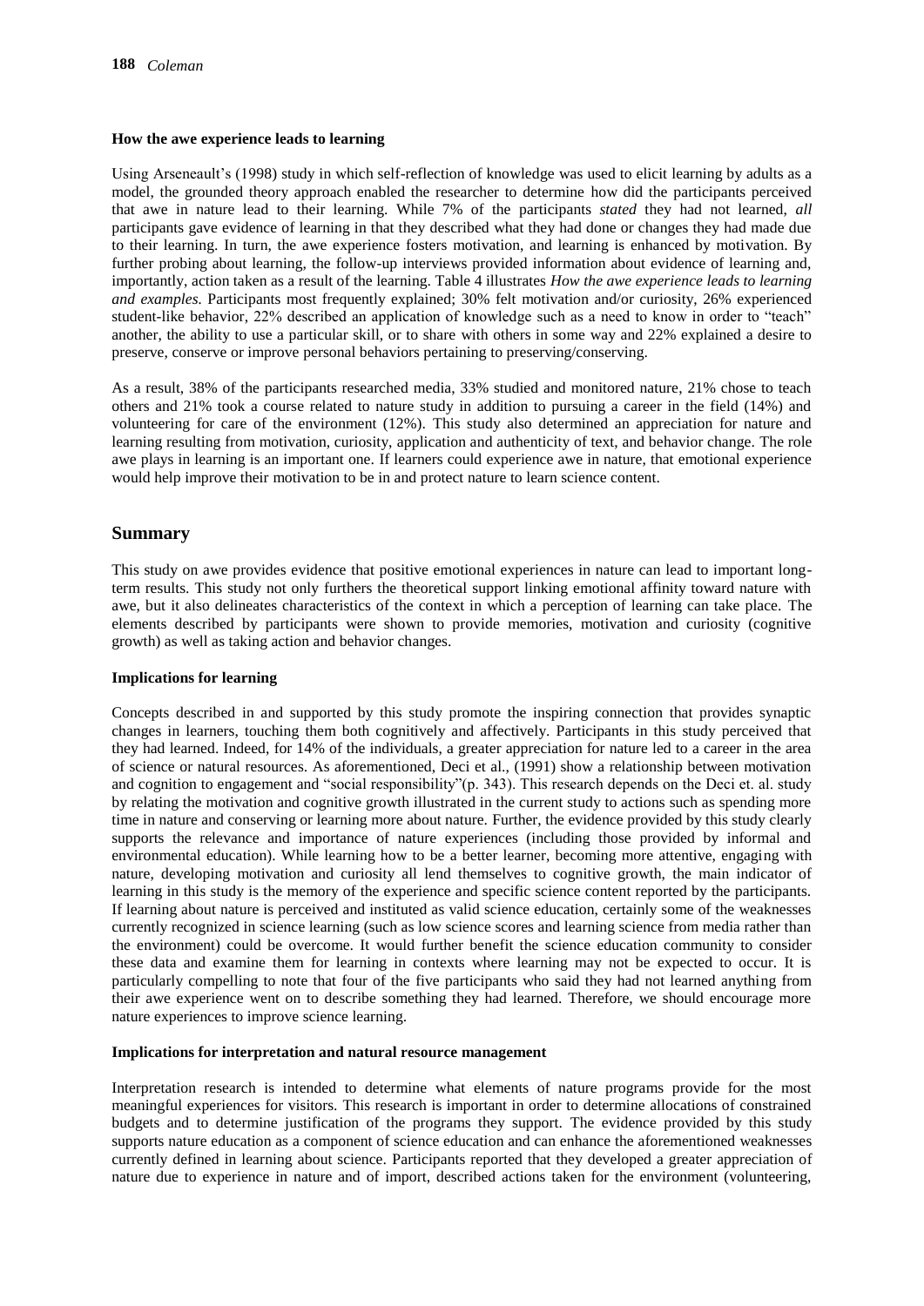#### How the awe experience leads to learning

Using Arseneault's (1998) study in which self-reflection of knowledge was used to elicit learning by adults as a model, the grounded theory approach enabled the researcher to determine how did the participants perceived that awe in nature lead to their learning. While 7% of the participants *stated* they had not learned, *all* participants gave evidence of learning in that they described what they had done or changes they had made due to their learning. In turn, the awe experience fosters motivation, and learning is enhanced by motivation. By further probing about learning, the follow-up interviews provided information about evidence of learning and, importantly, action taken as a result of the learning. Table 4 illustrates *How the awe experience leads to learning and examples.* Participants most frequently explained; 30% felt motivation and/or curiosity, 26% experienced student-like behavior, 22% described an application of knowledge such as a need to know in order to "teach" another, the ability to use a particular skill, or to share with others in some way and 22% explained a desire to preserve, conserve or improve personal behaviors pertaining to preserving/conserving.

As a result, 38% of the participants researched media, 33% studied and monitored nature, 21% chose to teach others and 21% took a course related to nature study in addition to pursuing a career in the field (14%) and volunteering for care of the environment (12%). This study also determined an appreciation for nature and learning resulting from motivation, curiosity, application and authenticity of text, and behavior change. The role awe plays in learning is an important one. If learners could experience awe in nature, that emotional experience would help improve their motivation to be in and protect nature to learn science content.

## Summary

This study on awe provides evidence that positive emotional experiences in nature can lead to important long-term results. This study not only furthers the theoretical support linking emotional affinity toward nature with awe, but it also delineates characteristics of the context in which a perception of learning can take place. The elements described by participants were shown to provide memories, motivation and curiosity (cognitive growth) as well as taking action and behavior changes.

#### Implications for learning

Concepts described in and supported by this study promote the inspiring connection that provides synaptic changes in learners, touching them both cognitively and affectively. Participants in this study perceived that they had learned. Indeed, for 14% of the individuals, a greater appreciation for nature led to a career in the area of science or natural resources. As aforementioned, Deci et al., (1991) show a relationship between motivation and cognition to engagement and "social responsibility"(p. 343). This research depends on the Deci et. al. study by relating the motivation and cognitive growth illustrated in the current study to actions such as spending more time in nature and conserving or learning more about nature. Further, the evidence provided by this study clearly supports the relevance and importance of nature experiences (including those provided by informal and environmental education). While learning how to be a better learner, becoming more attentive, engaging with nature, developing motivation and curiosity all lend themselves to cognitive growth, the main indicator of learning in this study is the memory of the experience and specific science content reported by the participants. If learning about nature is perceived and instituted as valid science education, certainly some of the weaknesses currently recognized in science learning (such as low science scores and learning science from media rather than the environment) could be overcome. It would further benefit the science education community to consider these data and examine them for learning in contexts where learning may not be expected to occur. It is particularly compelling to note that four of the five participants who said they had not learned anything from their awe experience went on to describe something they had learned. Therefore, we should encourage more nature experiences to improve science learning.

#### Implications for interpretation and natural resource management

Interpretation research is intended to determine what elements of nature programs provide for the most meaningful experiences for visitors. This research is important in order to determine allocations of constrained budgets and to determine justification of the programs they support. The evidence provided by this study supports nature education as a component of science education and can enhance the aforementioned weaknesses currently defined in learning about science. Participants reported that they developed a greater appreciation of nature due to experience in nature and of import, described actions taken for the environment (volunteering,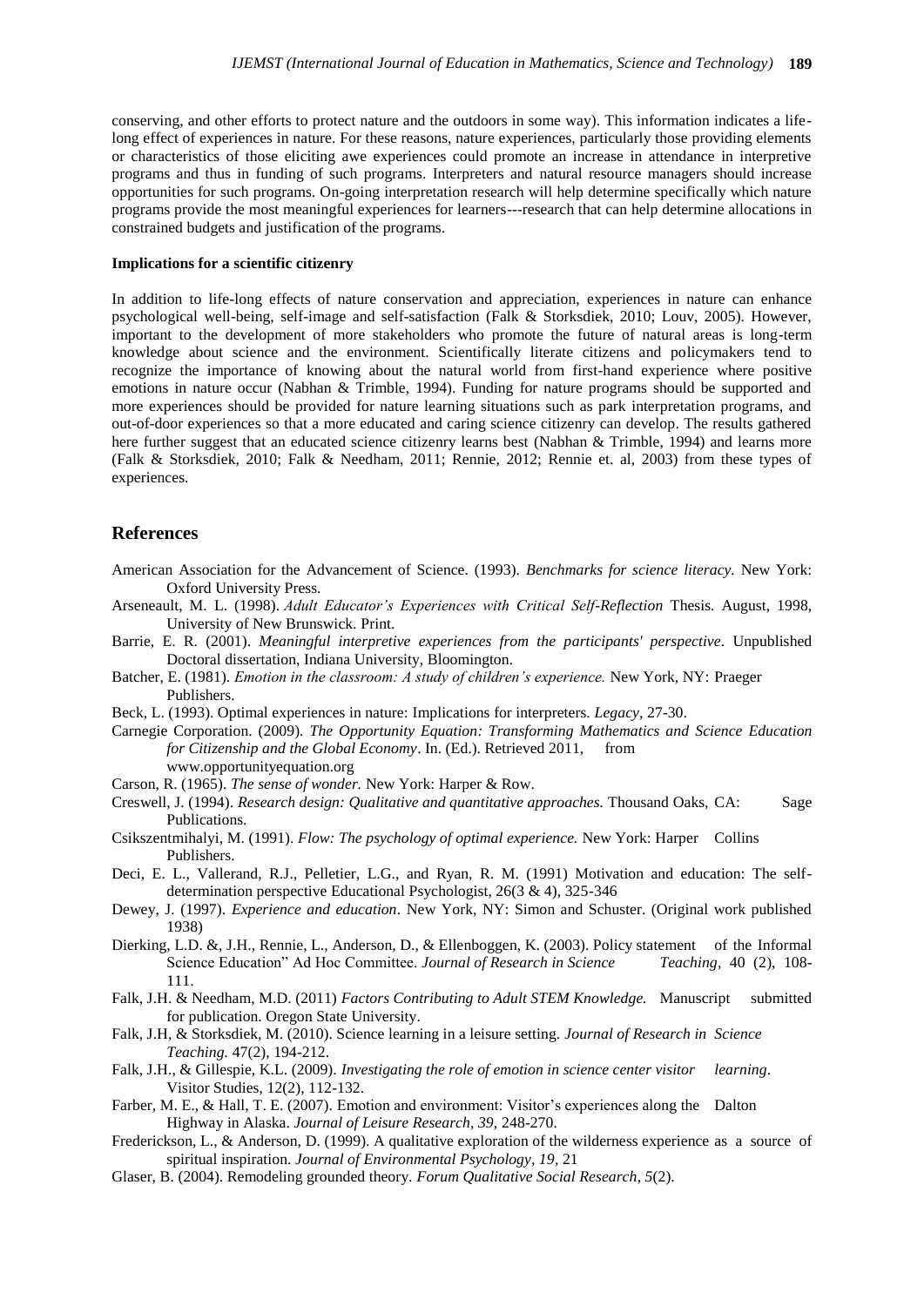conserving, and other efforts to protect nature and the outdoors in some way). This information indicates a life-long effect of experiences in nature. For these reasons, nature experiences, particularly those providing elements or characteristics of those eliciting awe experiences could promote an increase in attendance in interpretive programs and thus in funding of such programs. Interpreters and natural resource managers should increase opportunities for such programs. On-going interpretation research will help determine specifically which nature programs provide the most meaningful experiences for learners---research that can help determine allocations in constrained budgets and justification of the programs.

**Implications for a scientific citizenry**

In addition to life-long effects of nature conservation and appreciation, experiences in nature can enhance psychological well-being, self-image and self-satisfaction (Falk & Storksdiek, 2010; Louv, 2005). However, important to the development of more stakeholders who promote the future of natural areas is long-term knowledge about science and the environment. Scientifically literate citizens and policymakers tend to recognize the importance of knowing about the natural world from first-hand experience where positive emotions in nature occur (Nabhan & Trimble, 1994). Funding for nature programs should be supported and more experiences should be provided for nature learning situations such as park interpretation programs, and out-of-door experiences so that a more educated and caring science citizenry can develop. The results gathered here further suggest that an educated science citizenry learns best (Nabhan & Trimble, 1994) and learns more (Falk & Storksdiek, 2010; Falk & Needham, 2011; Rennie, 2012; Rennie et. al, 2003) from these types of experiences.

## References

American Association for the Advancement of Science. (1993). *Benchmarks for science literacy*. New York: Oxford University Press.

Arseneault, M. L. (1998). *Adult Educator's Experiences with Critical Self-Reflection* Thesis. August, 1998, University of New Brunswick. Print.

Barrie, E. R. (2001). *Meaningful interpretive experiences from the participants' perspective*. Unpublished Doctoral dissertation, Indiana University, Bloomington.

Batcher, E. (1981). *Emotion in the classroom: A study of children's experience.* New York, NY: Praeger Publishers.

Beck, L. (1993). Optimal experiences in nature: Implications for interpreters. *Legacy*, 27-30.

Carnegie Corporation. (2009). *The Opportunity Equation: Transforming Mathematics and Science Education for Citizenship and the Global Economy*. In. (Ed.). Retrieved 2011, from www.opportunityequation.org

Carson, R. (1965). *The sense of wonder.* New York: Harper & Row.

Creswell, J. (1994). *Research design: Qualitative and quantitative approaches.* Thousand Oaks, CA: Sage Publications.

Csikszentmihalyi, M. (1991). *Flow: The psychology of optimal experience.* New York: Harper Collins Publishers.

Deci, E. L., Vallerand, R.J., Pelletier, L.G., and Ryan, R. M. (1991) Motivation and education: The self-determination perspective Educational Psychologist, 26(3 & 4), 325-346

Dewey, J. (1997). *Experience and education*. New York, NY: Simon and Schuster. (Original work published 1938)

Dierking, L.D. &, J.H., Rennie, L., Anderson, D., & Ellenboggen, K. (2003). Policy statement of the Informal Science Education" Ad Hoc Committee. *Journal of Research in Science Teaching*, 40 (2), 108-111.

Falk, J.H. & Needham, M.D. (2011) *Factors Contributing to Adult STEM Knowledge.* Manuscript submitted for publication. Oregon State University.

Falk, J.H, & Storksdiek, M. (2010). Science learning in a leisure setting. *Journal of Research in Science Teaching.* 47(2), 194-212.

Falk, J.H., & Gillespie, K.L. (2009). *Investigating the role of emotion in science center visitor learning*. Visitor Studies, 12(2), 112-132.

Farber, M. E., & Hall, T. E. (2007). Emotion and environment: Visitor's experiences along the Dalton Highway in Alaska. *Journal of Leisure Research, 39,* 248-270.

Frederickson, L., & Anderson, D. (1999). A qualitative exploration of the wilderness experience as a source of spiritual inspiration. *Journal of Environmental Psychology, 19,* 21

Glaser, B. (2004). Remodeling grounded theory. *Forum Qualitative Social Research*, *5*(2).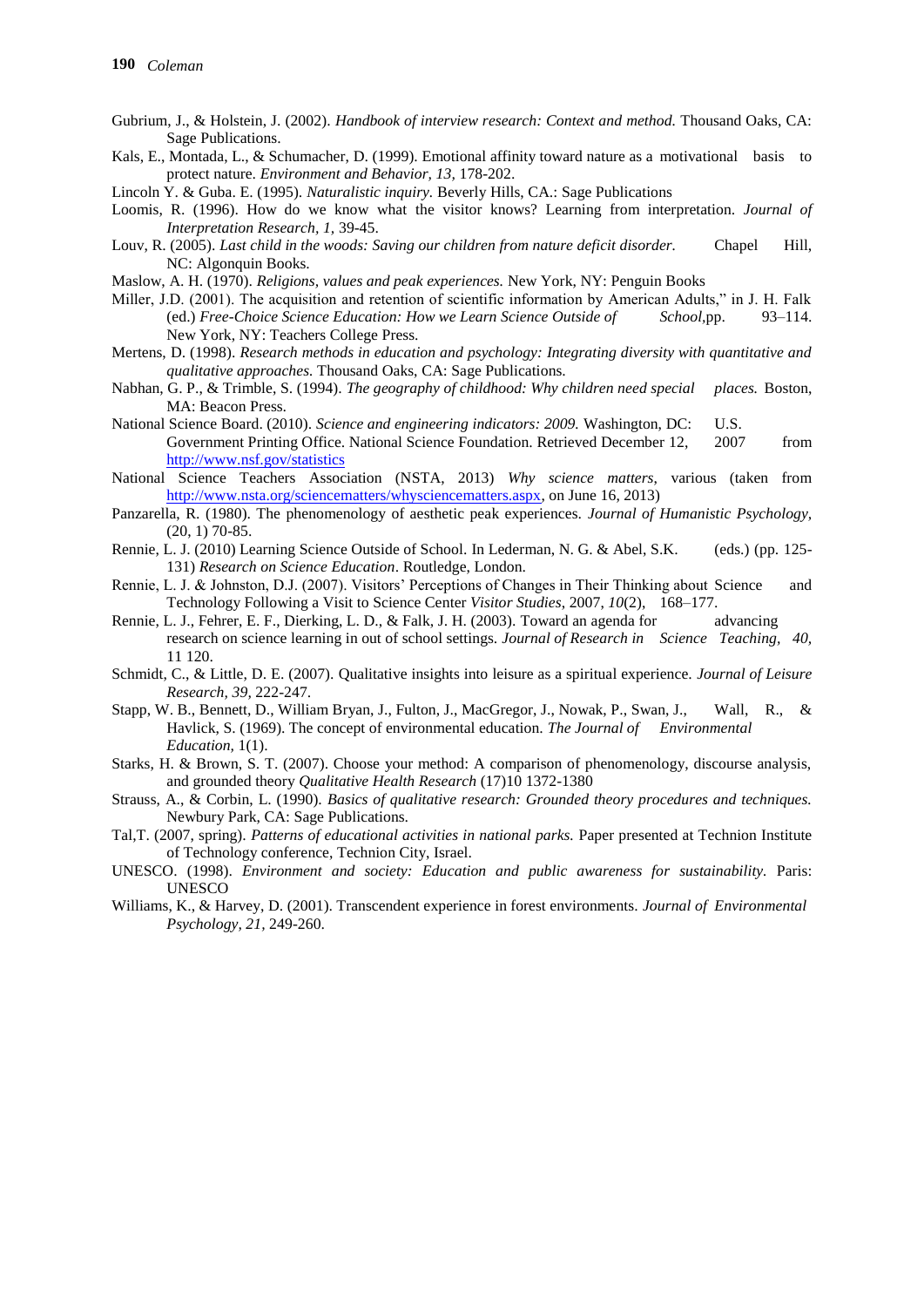Gubrium, J., & Holstein, J. (2002). *Handbook of interview research: Context and method.* Thousand Oaks, CA: Sage Publications.

Kals, E., Montada, L., & Schumacher, D. (1999). Emotional affinity toward nature as a motivational basis to protect nature. *Environment and Behavior, 13,* 178-202.

Lincoln Y. & Guba. E. (1995). *Naturalistic inquiry.* Beverly Hills, CA.: Sage Publications

Loomis, R. (1996). How do we know what the visitor knows? Learning from interpretation. *Journal of Interpretation Research, 1,* 39-45.

Louv, R. (2005). *Last child in the woods: Saving our children from nature deficit disorder.* Chapel Hill, NC: Algonquin Books.

Maslow, A. H. (1970). *Religions, values and peak experiences.* New York, NY: Penguin Books

Miller, J.D. (2001). The acquisition and retention of scientific information by American Adults," in J. H. Falk (ed.) *Free-Choice Science Education: How we Learn Science Outside of School*,pp. 93–114. New York, NY: Teachers College Press.

Mertens, D. (1998). *Research methods in education and psychology: Integrating diversity with quantitative and qualitative approaches.* Thousand Oaks, CA: Sage Publications.

Nabhan, G. P., & Trimble, S. (1994). *The geography of childhood: Why children need special places.* Boston, MA: Beacon Press.

National Science Board. (2010). *Science and engineering indicators: 2009.* Washington, DC: U.S. Government Printing Office. National Science Foundation. Retrieved December 12, 2007 from http://www.nsf.gov/statistics

National Science Teachers Association (NSTA, 2013) *Why science matters*, various (taken from http://www.nsta.org/sciencematters/whysciencematters.aspx, on June 16, 2013)

Panzarella, R. (1980). The phenomenology of aesthetic peak experiences. *Journal of Humanistic Psychology*, (20, 1) 70-85.

Rennie, L. J. (2010) Learning Science Outside of School. In Lederman, N. G. & Abel, S.K. (eds.) (pp. 125-131) *Research on Science Education*. Routledge, London.

Rennie, L. J. & Johnston, D.J. (2007). Visitors' Perceptions of Changes in Their Thinking about Science and Technology Following a Visit to Science Center *Visitor Studies*, 2007, *10*(2), 168–177.

Rennie, L. J., Fehrer, E. F., Dierking, L. D., & Falk, J. H. (2003). Toward an agenda for advancing research on science learning in out of school settings. *Journal of Research in Science Teaching, 40,* 11 120.

Schmidt, C., & Little, D. E. (2007). Qualitative insights into leisure as a spiritual experience. *Journal of Leisure Research, 39,* 222-247.

Stapp, W. B., Bennett, D., William Bryan, J., Fulton, J., MacGregor, J., Nowak, P., Swan, J., Wall, R., & Havlick, S. (1969). The concept of environmental education. *The Journal of Environmental Education,* 1(1).

Starks, H. & Brown, S. T. (2007). Choose your method: A comparison of phenomenology, discourse analysis, and grounded theory *Qualitative Health Research* (17)10 1372-1380

Strauss, A., & Corbin, L. (1990). *Basics of qualitative research: Grounded theory procedures and techniques.* Newbury Park, CA: Sage Publications.

Tal,T. (2007, spring). *Patterns of educational activities in national parks.* Paper presented at Technion Institute of Technology conference, Technion City, Israel.

UNESCO. (1998). *Environment and society: Education and public awareness for sustainability.* Paris: UNESCO

Williams, K., & Harvey, D. (2001). Transcendent experience in forest environments. *Journal of Environmental Psychology, 21,* 249-260.